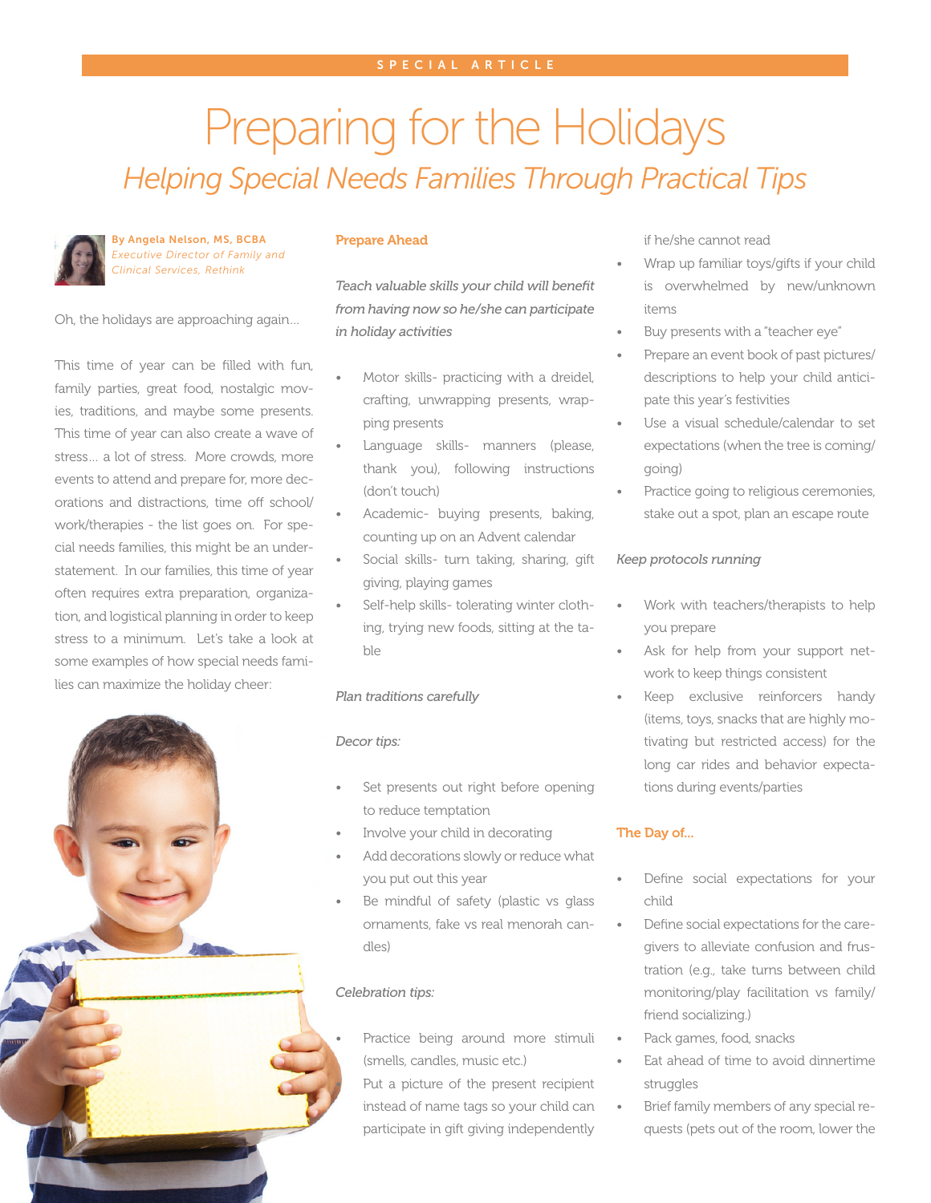SPECIAL ARTICLE

# Preparing for the Holidays

## *Helping Special Needs Families Through Practical Tips*

**By Angela Nelson, MS, BCBA**
*Executive Director of Family and Clinical Services, Rethink*

Oh, the holidays are approaching again…

This time of year can be filled with fun, family parties, great food, nostalgic movies, traditions, and maybe some presents. This time of year can also create a wave of stress… a lot of stress. More crowds, more events to attend and prepare for, more decorations and distractions, time off school/work/therapies - the list goes on. For special needs families, this might be an understatement. In our families, this time of year often requires extra preparation, organization, and logistical planning in order to keep stress to a minimum. Let's take a look at some examples of how special needs families can maximize the holiday cheer:

### Prepare Ahead

*Teach valuable skills your child will benefit from having now so he/she can participate in holiday activities*

- Motor skills- practicing with a dreidel, crafting, unwrapping presents, wrapping presents
- Language skills- manners (please, thank you), following instructions (don't touch)
- Academic- buying presents, baking, counting up on an Advent calendar
- Social skills- turn taking, sharing, gift giving, playing games
- Self-help skills- tolerating winter clothing, trying new foods, sitting at the table

*Plan traditions carefully*

*Decor tips:*

- Set presents out right before opening to reduce temptation
- Involve your child in decorating
- Add decorations slowly or reduce what you put out this year
- Be mindful of safety (plastic vs glass ornaments, fake vs real menorah candles)

*Celebration tips:*

- Practice being around more stimuli (smells, candles, music etc.)
- Put a picture of the present recipient instead of name tags so your child can participate in gift giving independently if he/she cannot read
- Wrap up familiar toys/gifts if your child is overwhelmed by new/unknown items
- Buy presents with a "teacher eye"
- Prepare an event book of past pictures/descriptions to help your child anticipate this year's festivities
- Use a visual schedule/calendar to set expectations (when the tree is coming/going)
- Practice going to religious ceremonies, stake out a spot, plan an escape route

*Keep protocols running*

- Work with teachers/therapists to help you prepare
- Ask for help from your support network to keep things consistent
- Keep exclusive reinforcers handy (items, toys, snacks that are highly motivating but restricted access) for the long car rides and behavior expectations during events/parties

### The Day of…

- Define social expectations for your child
- Define social expectations for the caregivers to alleviate confusion and frustration (e.g., take turns between child monitoring/play facilitation vs family/friend socializing.)
- Pack games, food, snacks
- Eat ahead of time to avoid dinnertime struggles
- Brief family members of any special requests (pets out of the room, lower the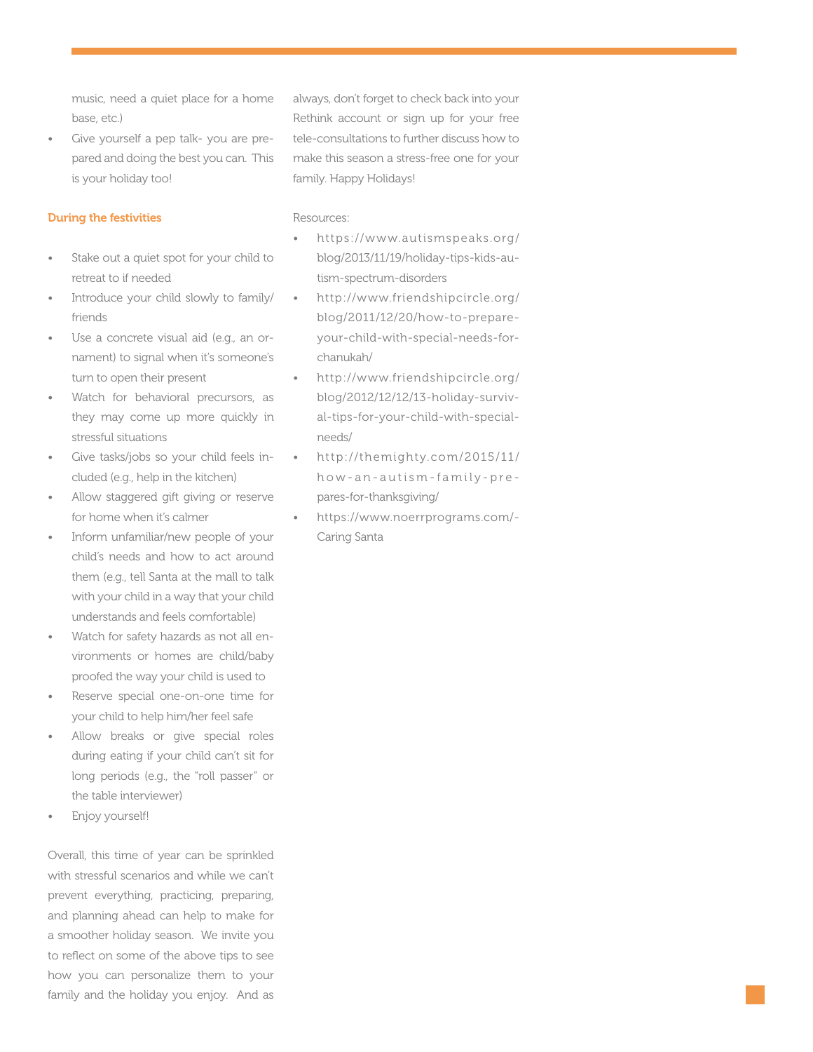music, need a quiet place for a home base, etc.)
- Give yourself a pep talk- you are prepared and doing the best you can. This is your holiday too!

**During the festivities**

- Stake out a quiet spot for your child to retreat to if needed
- Introduce your child slowly to family/friends
- Use a concrete visual aid (e.g., an ornament) to signal when it's someone's turn to open their present
- Watch for behavioral precursors, as they may come up more quickly in stressful situations
- Give tasks/jobs so your child feels included (e.g., help in the kitchen)
- Allow staggered gift giving or reserve for home when it's calmer
- Inform unfamiliar/new people of your child's needs and how to act around them (e.g., tell Santa at the mall to talk with your child in a way that your child understands and feels comfortable)
- Watch for safety hazards as not all environments or homes are child/baby proofed the way your child is used to
- Reserve special one-on-one time for your child to help him/her feel safe
- Allow breaks or give special roles during eating if your child can't sit for long periods (e.g., the "roll passer" or the table interviewer)
- Enjoy yourself!

Overall, this time of year can be sprinkled with stressful scenarios and while we can't prevent everything, practicing, preparing, and planning ahead can help to make for a smoother holiday season. We invite you to reflect on some of the above tips to see how you can personalize them to your family and the holiday you enjoy. And as always, don't forget to check back into your Rethink account or sign up for your free tele-consultations to further discuss how to make this season a stress-free one for your family. Happy Holidays!

Resources:

- https://www.autismspeaks.org/blog/2013/11/19/holiday-tips-kids-autism-spectrum-disorders
- http://www.friendshipcircle.org/blog/2011/12/20/how-to-prepare-your-child-with-special-needs-for-chanukah/
- http://www.friendshipcircle.org/blog/2012/12/12/13-holiday-survival-tips-for-your-child-with-special-needs/
- http://themighty.com/2015/11/how-an-autism-family-prepares-for-thanksgiving/
- https://www.noerrprograms.com/-Caring Santa